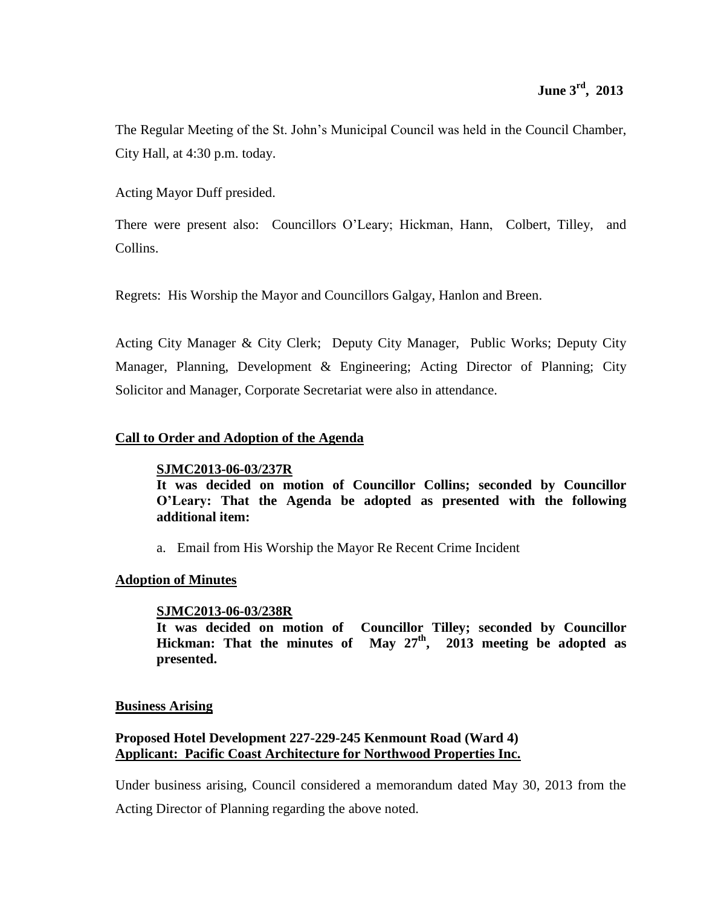**June 3rd, 2013**

The Regular Meeting of the St. John's Municipal Council was held in the Council Chamber, City Hall, at 4:30 p.m. today.

Acting Mayor Duff presided.

There were present also: Councillors O'Leary; Hickman, Hann, Colbert, Tilley, and Collins.

Regrets: His Worship the Mayor and Councillors Galgay, Hanlon and Breen.

Acting City Manager & City Clerk; Deputy City Manager, Public Works; Deputy City Manager, Planning, Development & Engineering; Acting Director of Planning; City Solicitor and Manager, Corporate Secretariat were also in attendance.

**Call to Order and Adoption of the Agenda**

**SJMC2013-06-03/237R**
**It was decided on motion of Councillor Collins; seconded by Councillor O'Leary: That the Agenda be adopted as presented with the following additional item:**

a. Email from His Worship the Mayor Re Recent Crime Incident

**Adoption of Minutes**

**SJMC2013-06-03/238R**
**It was decided on motion of Councillor Tilley; seconded by Councillor Hickman: That the minutes of May 27th, 2013 meeting be adopted as presented.**

**Business Arising**

**Proposed Hotel Development 227-229-245 Kenmount Road (Ward 4)**
**Applicant: Pacific Coast Architecture for Northwood Properties Inc.**

Under business arising, Council considered a memorandum dated May 30, 2013 from the Acting Director of Planning regarding the above noted.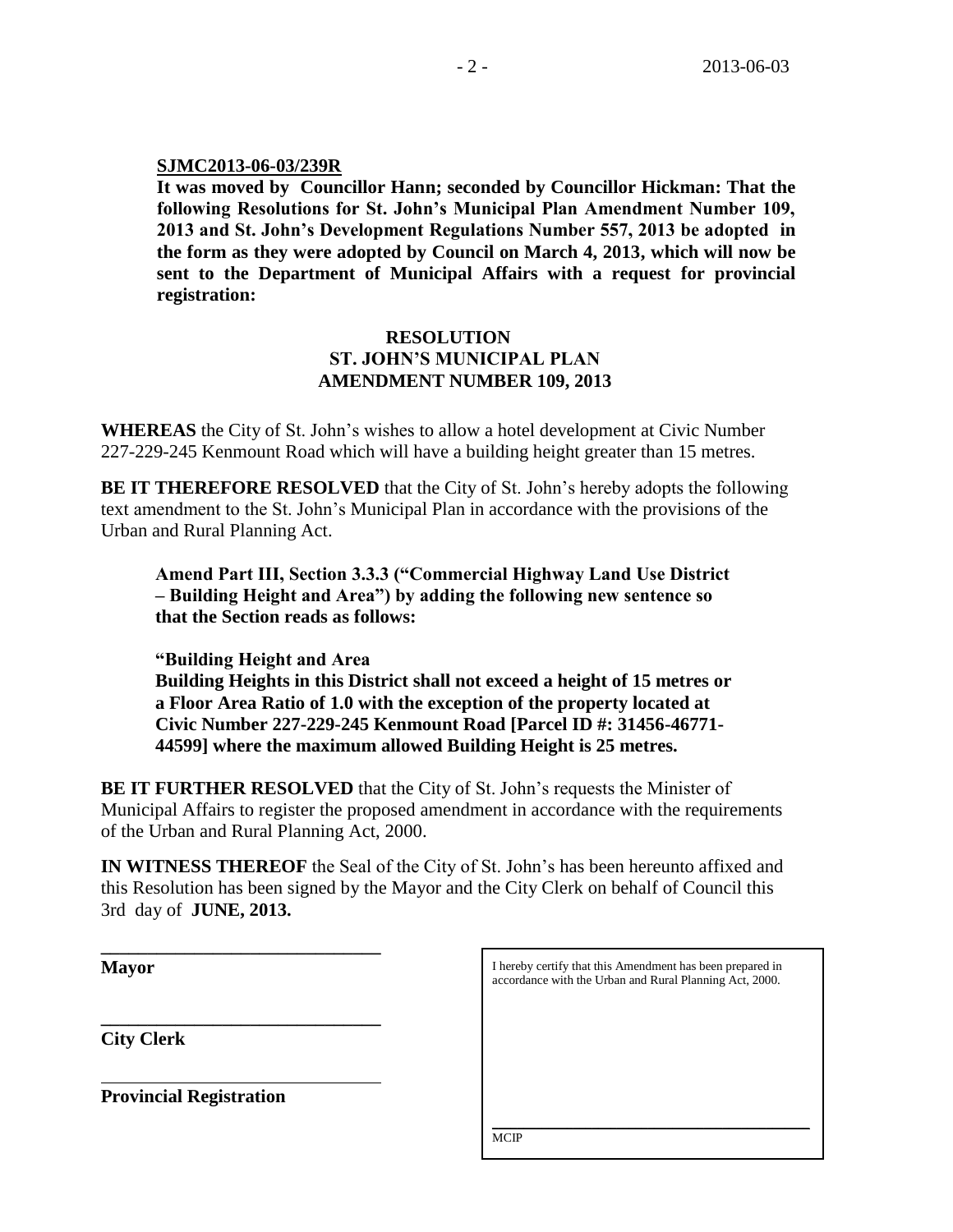**SJMC2013-06-03/239R**

**It was moved by Councillor Hann; seconded by Councillor Hickman: That the following Resolutions for St. John's Municipal Plan Amendment Number 109, 2013 and St. John's Development Regulations Number 557, 2013 be adopted in the form as they were adopted by Council on March 4, 2013, which will now be sent to the Department of Municipal Affairs with a request for provincial registration:**

**RESOLUTION**
**ST. JOHN'S MUNICIPAL PLAN**
**AMENDMENT NUMBER 109, 2013**

**WHEREAS** the City of St. John's wishes to allow a hotel development at Civic Number 227-229-245 Kenmount Road which will have a building height greater than 15 metres.

**BE IT THEREFORE RESOLVED** that the City of St. John's hereby adopts the following text amendment to the St. John's Municipal Plan in accordance with the provisions of the Urban and Rural Planning Act.

> **Amend Part III, Section 3.3.3 ("Commercial Highway Land Use District – Building Height and Area") by adding the following new sentence so that the Section reads as follows:**
>
> **"Building Height and Area**
> **Building Heights in this District shall not exceed a height of 15 metres or a Floor Area Ratio of 1.0 with the exception of the property located at Civic Number 227-229-245 Kenmount Road [Parcel ID #: 31456-46771-44599] where the maximum allowed Building Height is 25 metres.**

**BE IT FURTHER RESOLVED** that the City of St. John's requests the Minister of Municipal Affairs to register the proposed amendment in accordance with the requirements of the Urban and Rural Planning Act, 2000.

**IN WITNESS THEREOF** the Seal of the City of St. John's has been hereunto affixed and this Resolution has been signed by the Mayor and the City Clerk on behalf of Council this 3rd day of **JUNE, 2013.**

______________________________
**Mayor**

______________________________
**City Clerk**

______________________________
**Provincial Registration**

I hereby certify that this Amendment has been prepared in accordance with the Urban and Rural Planning Act, 2000.

______________________________
MCIP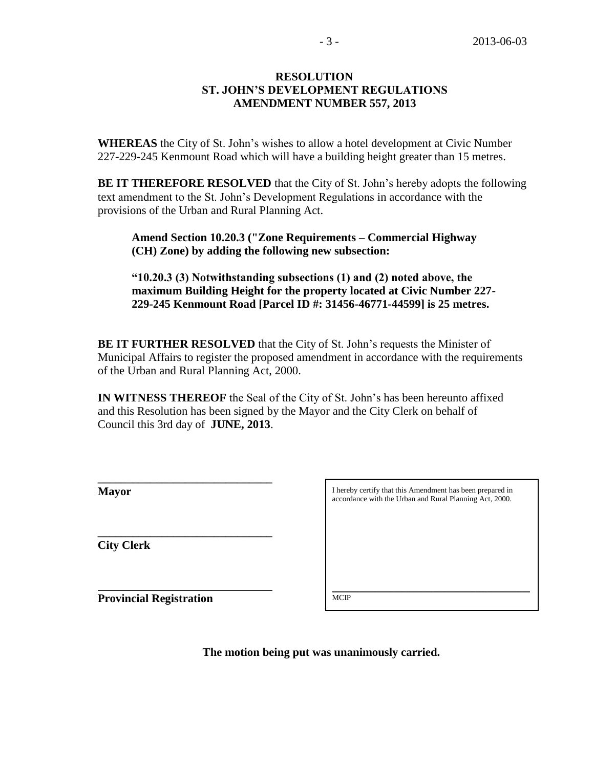**RESOLUTION**
**ST. JOHN'S DEVELOPMENT REGULATIONS**
**AMENDMENT NUMBER 557, 2013**

**WHEREAS** the City of St. John's wishes to allow a hotel development at Civic Number 227-229-245 Kenmount Road which will have a building height greater than 15 metres.

**BE IT THEREFORE RESOLVED** that the City of St. John's hereby adopts the following text amendment to the St. John's Development Regulations in accordance with the provisions of the Urban and Rural Planning Act.

> **Amend Section 10.20.3 ("Zone Requirements – Commercial Highway (CH) Zone) by adding the following new subsection:**
>
> **"10.20.3 (3) Notwithstanding subsections (1) and (2) noted above, the maximum Building Height for the property located at Civic Number 227-229-245 Kenmount Road [Parcel ID #: 31456-46771-44599] is 25 metres.**

**BE IT FURTHER RESOLVED** that the City of St. John's requests the Minister of Municipal Affairs to register the proposed amendment in accordance with the requirements of the Urban and Rural Planning Act, 2000.

**IN WITNESS THEREOF** the Seal of the City of St. John's has been hereunto affixed and this Resolution has been signed by the Mayor and the City Clerk on behalf of Council this 3rd day of **JUNE, 2013**.

______________________________
**Mayor**

______________________________
**City Clerk**

______________________________
**Provincial Registration**

I hereby certify that this Amendment has been prepared in accordance with the Urban and Rural Planning Act, 2000.

______________________________
MCIP

**The motion being put was unanimously carried.**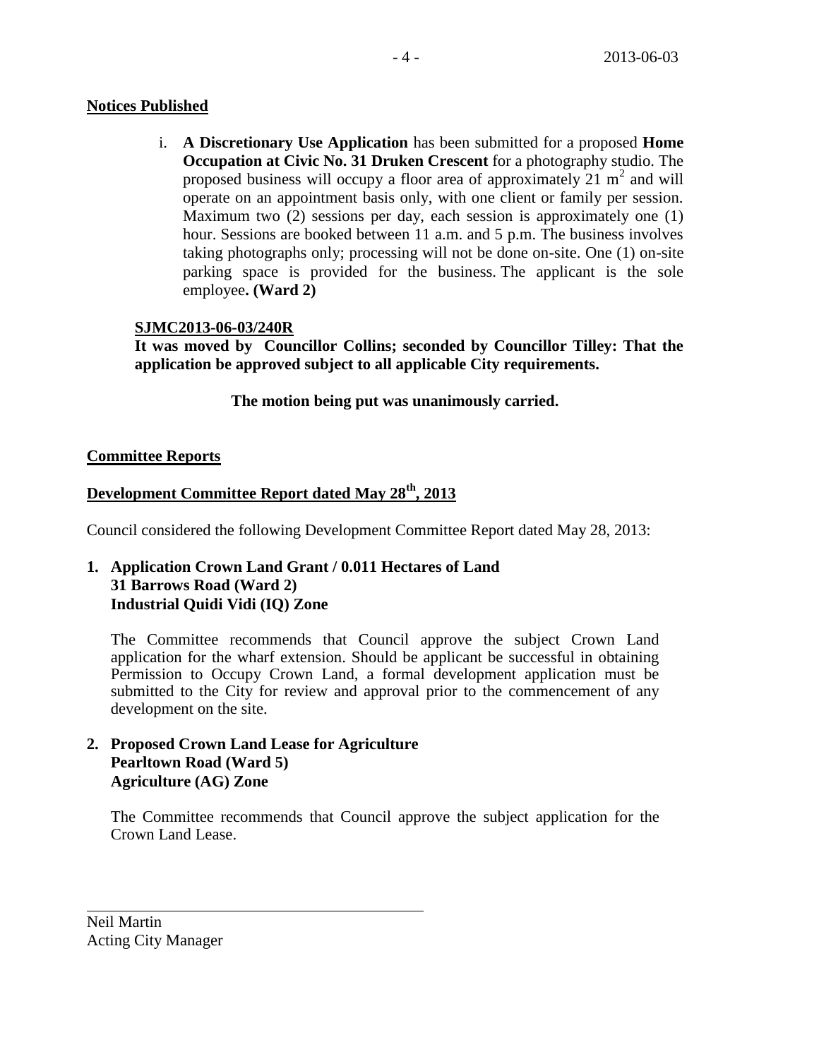**Notices Published**

i. **A Discretionary Use Application** has been submitted for a proposed **Home Occupation at Civic No. 31 Druken Crescent** for a photography studio. The proposed business will occupy a floor area of approximately 21 $m^2$ and will operate on an appointment basis only, with one client or family per session. Maximum two (2) sessions per day, each session is approximately one (1) hour. Sessions are booked between 11 a.m. and 5 p.m. The business involves taking photographs only; processing will not be done on-site. One (1) on-site parking space is provided for the business. The applicant is the sole employee**. (Ward 2)**

**SJMC2013-06-03/240R**

**It was moved by Councillor Collins; seconded by Councillor Tilley: That the application be approved subject to all applicable City requirements.**

**The motion being put was unanimously carried.**

**Committee Reports**

**Development Committee Report dated May 28th, 2013**

Council considered the following Development Committee Report dated May 28, 2013:

**1. Application Crown Land Grant / 0.011 Hectares of Land**
**31 Barrows Road (Ward 2)**
**Industrial Quidi Vidi (IQ) Zone**

The Committee recommends that Council approve the subject Crown Land application for the wharf extension. Should be applicant be successful in obtaining Permission to Occupy Crown Land, a formal development application must be submitted to the City for review and approval prior to the commencement of any development on the site.

**2. Proposed Crown Land Lease for Agriculture**
**Pearltown Road (Ward 5)**
**Agriculture (AG) Zone**

The Committee recommends that Council approve the subject application for the Crown Land Lease.

Neil Martin
Acting City Manager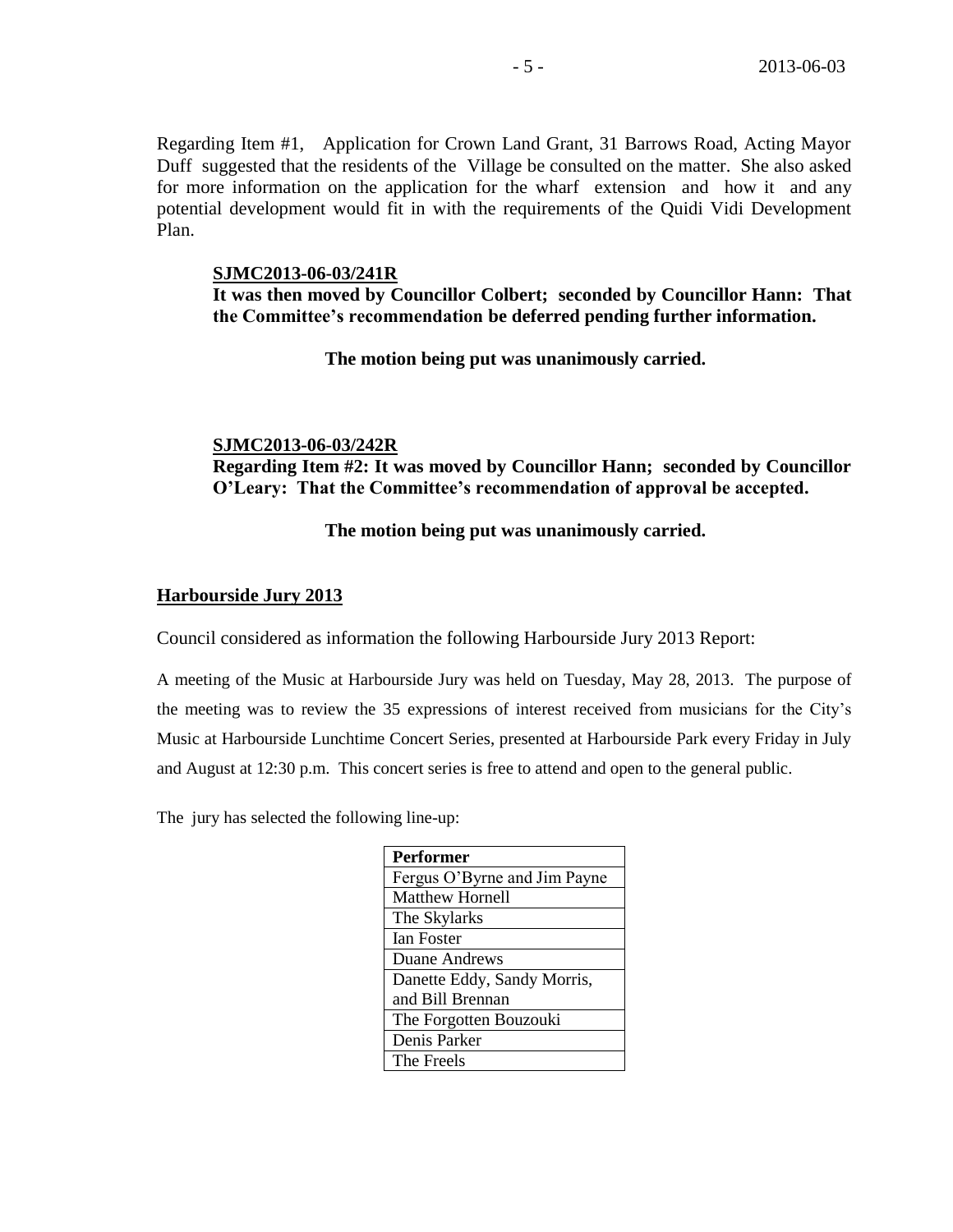Regarding Item #1, Application for Crown Land Grant, 31 Barrows Road, Acting Mayor Duff suggested that the residents of the Village be consulted on the matter. She also asked for more information on the application for the wharf extension and how it and any potential development would fit in with the requirements of the Quidi Vidi Development Plan.

**SJMC2013-06-03/241R**

**It was then moved by Councillor Colbert; seconded by Councillor Hann: That the Committee's recommendation be deferred pending further information.**

**The motion being put was unanimously carried.**

**SJMC2013-06-03/242R**

**Regarding Item #2: It was moved by Councillor Hann; seconded by Councillor O'Leary: That the Committee's recommendation of approval be accepted.**

**The motion being put was unanimously carried.**

## Harbourside Jury 2013

Council considered as information the following Harbourside Jury 2013 Report:

A meeting of the Music at Harbourside Jury was held on Tuesday, May 28, 2013. The purpose of the meeting was to review the 35 expressions of interest received from musicians for the City's Music at Harbourside Lunchtime Concert Series, presented at Harbourside Park every Friday in July and August at 12:30 p.m. This concert series is free to attend and open to the general public.

The jury has selected the following line-up:

| Performer |
|---|
| Fergus O'Byrne and Jim Payne |
| Matthew Hornell |
| The Skylarks |
| Ian Foster |
| Duane Andrews |
| Danette Eddy, Sandy Morris, and Bill Brennan |
| The Forgotten Bouzouki |
| Denis Parker |
| The Freels |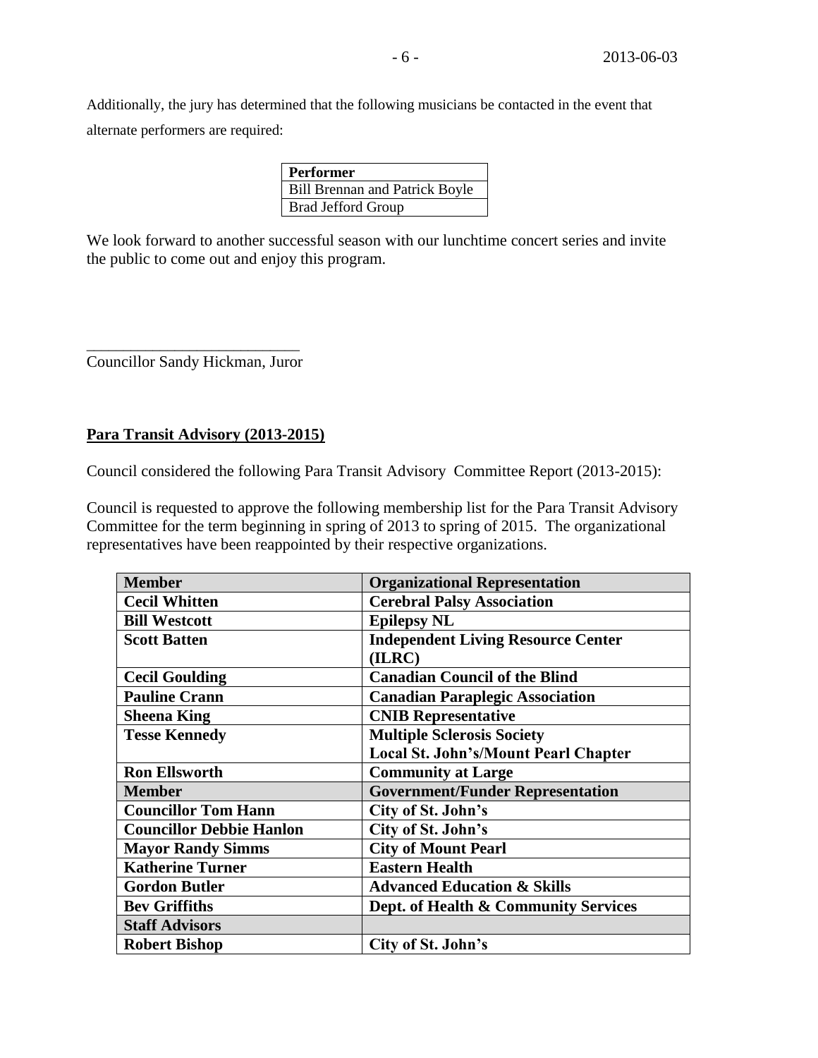Additionally, the jury has determined that the following musicians be contacted in the event that alternate performers are required:

| Performer |
|---|
| Bill Brennan and Patrick Boyle |
| Brad Jefford Group |

We look forward to another successful season with our lunchtime concert series and invite the public to come out and enjoy this program.

\_\_\_\_\_\_\_\_\_\_\_\_\_\_\_\_\_\_\_\_\_\_\_\_\_\_\_\_

Councillor Sandy Hickman, Juror

**Para Transit Advisory (2013-2015)**

Council considered the following Para Transit Advisory Committee Report (2013-2015):

Council is requested to approve the following membership list for the Para Transit Advisory Committee for the term beginning in spring of 2013 to spring of 2015. The organizational representatives have been reappointed by their respective organizations.

| **Member** | **Organizational Representation** |
|---|---|
| **Cecil Whitten** | **Cerebral Palsy Association** |
| **Bill Westcott** | **Epilepsy NL** |
| **Scott Batten** | **Independent Living Resource Center (ILRC)** |
| **Cecil Goulding** | **Canadian Council of the Blind** |
| **Pauline Crann** | **Canadian Paraplegic Association** |
| **Sheena King** | **CNIB Representative** |
| **Tesse Kennedy** | **Multiple Sclerosis Society Local St. John's/Mount Pearl Chapter** |
| **Ron Ellsworth** | **Community at Large** |
| **Member** | **Government/Funder Representation** |
| **Councillor Tom Hann** | **City of St. John's** |
| **Councillor Debbie Hanlon** | **City of St. John's** |
| **Mayor Randy Simms** | **City of Mount Pearl** |
| **Katherine Turner** | **Eastern Health** |
| **Gordon Butler** | **Advanced Education & Skills** |
| **Bev Griffiths** | **Dept. of Health & Community Services** |
| **Staff Advisors** | |
| **Robert Bishop** | **City of St. John's** |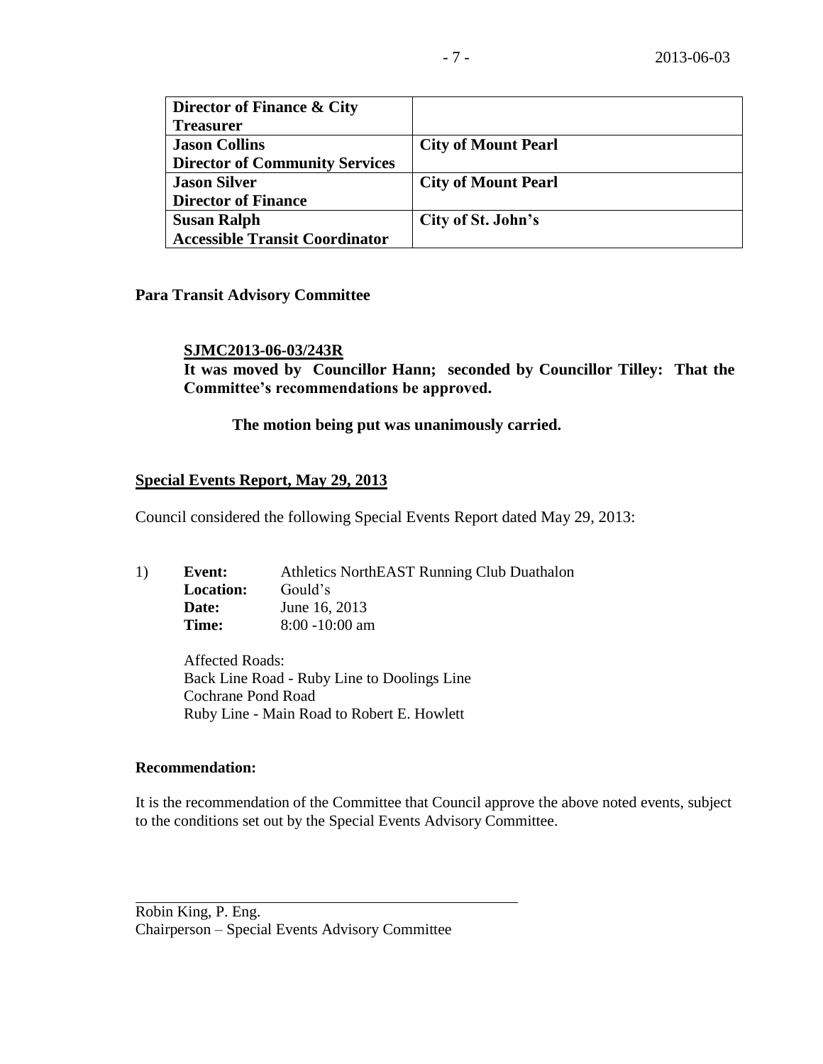| | |
|---|---|
| **Director of Finance & City Treasurer** | |
| **Jason Collins** **Director of Community Services** | **City of Mount Pearl** |
| **Jason Silver** **Director of Finance** | **City of Mount Pearl** |
| **Susan Ralph** **Accessible Transit Coordinator** | **City of St. John's** |

**Para Transit Advisory Committee**

**SJMC2013-06-03/243R**
**It was moved by Councillor Hann; seconded by Councillor Tilley: That the Committee's recommendations be approved.**

**The motion being put was unanimously carried.**

## Special Events Report, May 29, 2013

Council considered the following Special Events Report dated May 29, 2013:

1) **Event:** Athletics NorthEAST Running Club Duathalon
**Location:** Gould's
**Date:** June 16, 2013
**Time:** 8:00 -10:00 am

Affected Roads:
Back Line Road - Ruby Line to Doolings Line
Cochrane Pond Road
Ruby Line - Main Road to Robert E. Howlett

**Recommendation:**

It is the recommendation of the Committee that Council approve the above noted events, subject to the conditions set out by the Special Events Advisory Committee.

Robin King, P. Eng.
Chairperson – Special Events Advisory Committee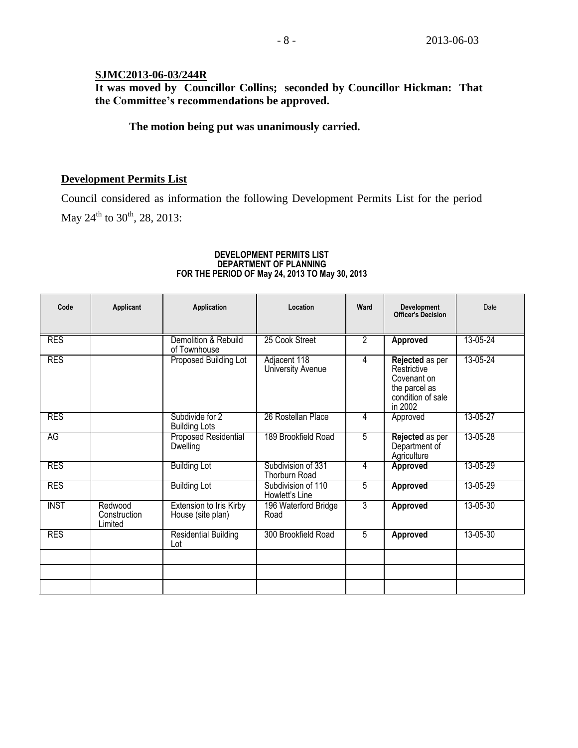**SJMC2013-06-03/244R**

**It was moved by Councillor Collins; seconded by Councillor Hickman: That the Committee's recommendations be approved.**

**The motion being put was unanimously carried.**

## Development Permits List

Council considered as information the following Development Permits List for the period May 24th to 30th, 28, 2013:

**DEVELOPMENT PERMITS LIST**
**DEPARTMENT OF PLANNING**
**FOR THE PERIOD OF May 24, 2013 TO May 30, 2013**

| Code | Applicant | Application | Location | Ward | Development Officer's Decision | Date |
|---|---|---|---|---|---|---|
| RES | | Demolition & Rebuild of Townhouse | 25 Cook Street | 2 | **Approved** | 13-05-24 |
| RES | | Proposed Building Lot | Adjacent 118 University Avenue | 4 | **Rejected** as per Restrictive Covenant on the parcel as condition of sale in 2002 | 13-05-24 |
| RES | | Subdivide for 2 Building Lots | 26 Rostellan Place | 4 | Approved | 13-05-27 |
| AG | | Proposed Residential Dwelling | 189 Brookfield Road | 5 | **Rejected** as per Department of Agriculture | 13-05-28 |
| RES | | Building Lot | Subdivision of 331 Thorburn Road | 4 | **Approved** | 13-05-29 |
| RES | | Building Lot | Subdivision of 110 Howlett's Line | 5 | **Approved** | 13-05-29 |
| INST | Redwood Construction Limited | Extension to Iris Kirby House (site plan) | 196 Waterford Bridge Road | 3 | **Approved** | 13-05-30 |
| RES | | Residential Building Lot | 300 Brookfield Road | 5 | **Approved** | 13-05-30 |
| | | | | | | |
| | | | | | | |
| | | | | | | |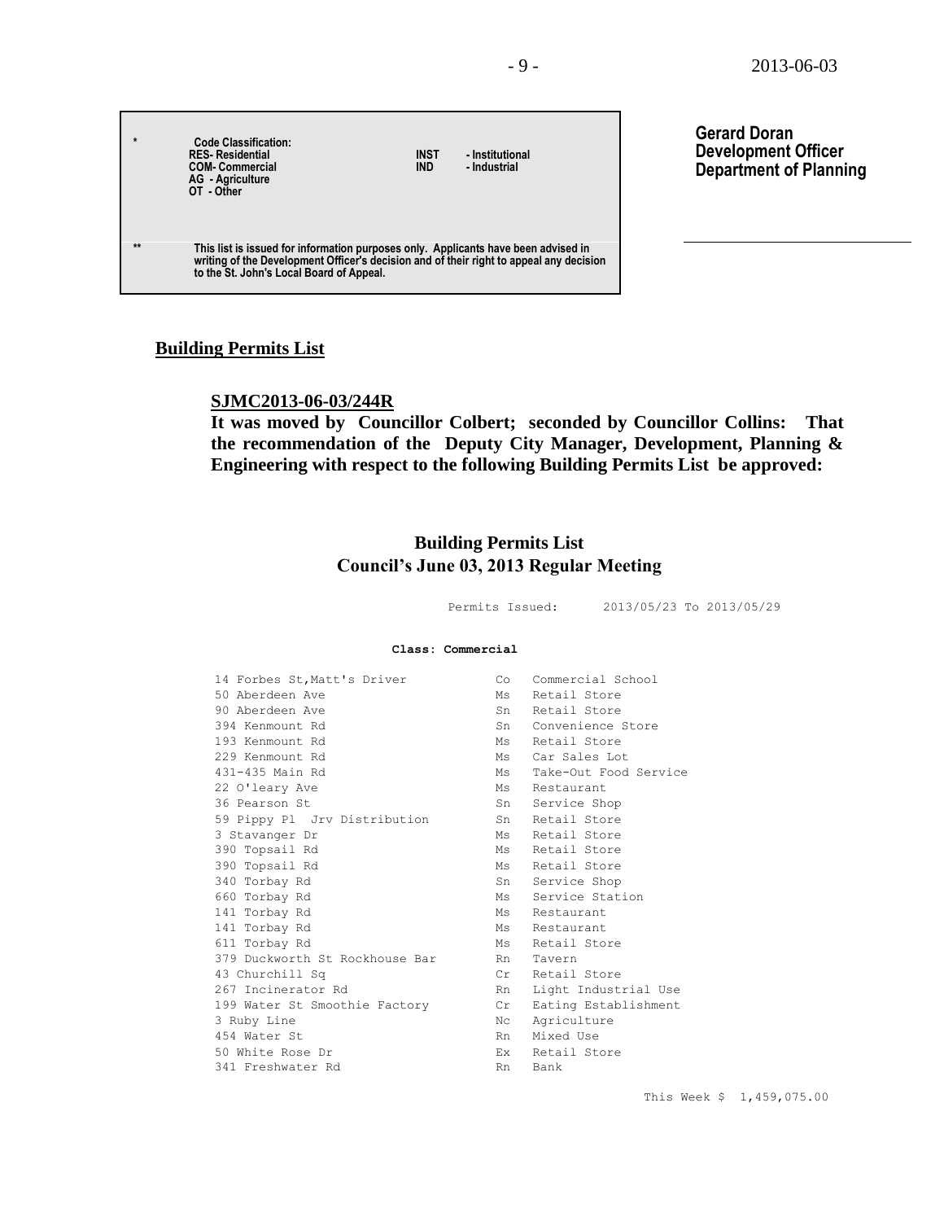| * | Code Classification: RES- Residential COM- Commercial AG - Agriculture OT - Other | INST - Institutional IND - Industrial |
|---|---|---|
| ** | This list is issued for information purposes only. Applicants have been advised in writing of the Development Officer's decision and of their right to appeal any decision to the St. John's Local Board of Appeal. | |

**Gerard Doran**
**Development Officer**
**Department of Planning**

## Building Permits List

**SJMC2013-06-03/244R**

**It was moved by Councillor Colbert; seconded by Councillor Collins: That the recommendation of the Deputy City Manager, Development, Planning & Engineering with respect to the following Building Permits List be approved:**

### Building Permits List
### Council's June 03, 2013 Regular Meeting

Permits Issued: 2013/05/23 To 2013/05/29

**Class: Commercial**

| | | |
|---|---|---|
| 14 Forbes St,Matt's Driver | Co | Commercial School |
| 50 Aberdeen Ave | Ms | Retail Store |
| 90 Aberdeen Ave | Sn | Retail Store |
| 394 Kenmount Rd | Sn | Convenience Store |
| 193 Kenmount Rd | Ms | Retail Store |
| 229 Kenmount Rd | Ms | Car Sales Lot |
| 431-435 Main Rd | Ms | Take-Out Food Service |
| 22 O'leary Ave | Ms | Restaurant |
| 36 Pearson St | Sn | Service Shop |
| 59 Pippy Pl Jrv Distribution | Sn | Retail Store |
| 3 Stavanger Dr | Ms | Retail Store |
| 390 Topsail Rd | Ms | Retail Store |
| 390 Topsail Rd | Ms | Retail Store |
| 340 Torbay Rd | Sn | Service Shop |
| 660 Torbay Rd | Ms | Service Station |
| 141 Torbay Rd | Ms | Restaurant |
| 141 Torbay Rd | Ms | Restaurant |
| 611 Torbay Rd | Ms | Retail Store |
| 379 Duckworth St Rockhouse Bar | Rn | Tavern |
| 43 Churchill Sq | Cr | Retail Store |
| 267 Incinerator Rd | Rn | Light Industrial Use |
| 199 Water St Smoothie Factory | Cr | Eating Establishment |
| 3 Ruby Line | Nc | Agriculture |
| 454 Water St | Rn | Mixed Use |
| 50 White Rose Dr | Ex | Retail Store |
| 341 Freshwater Rd | Rn | Bank |

This Week $ 1,459,075.00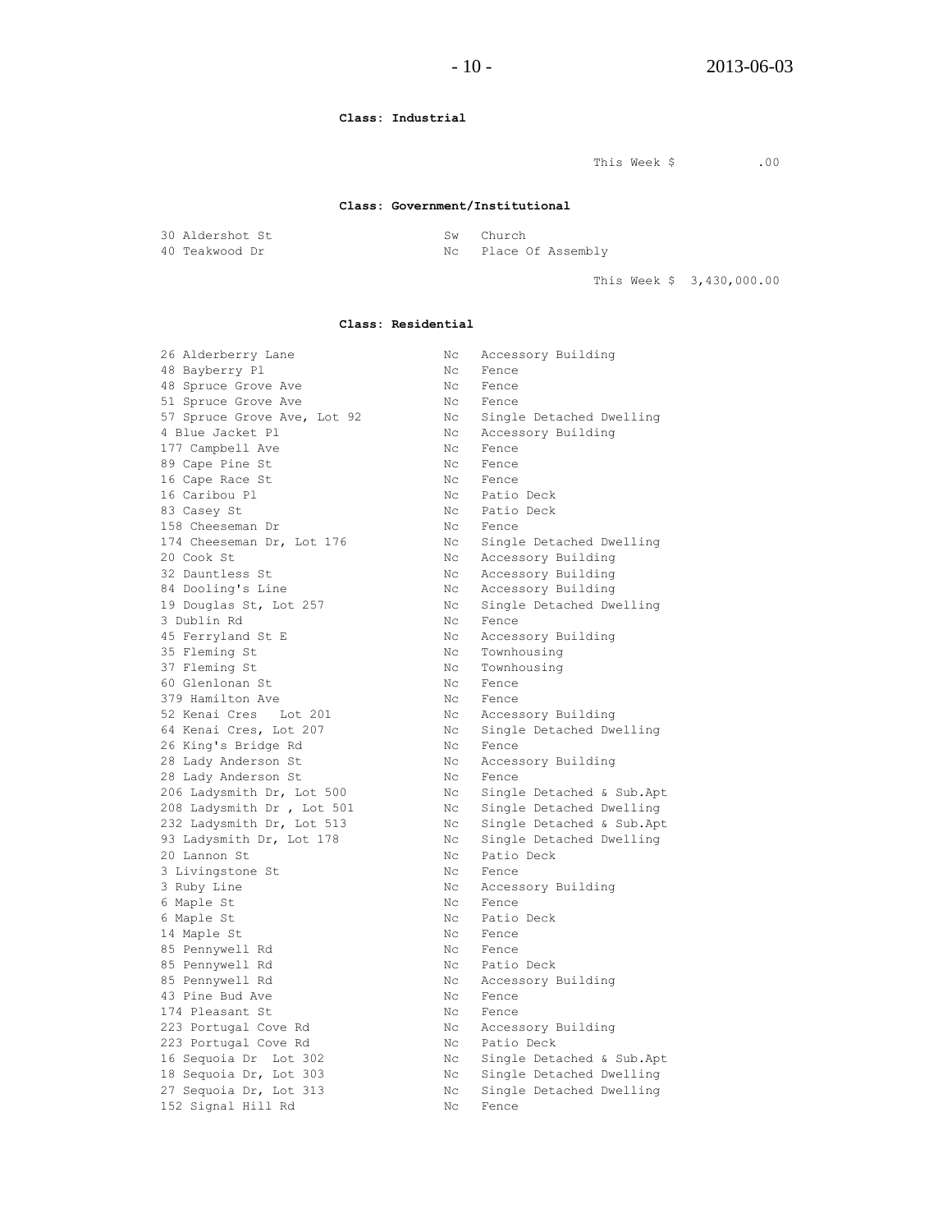**Class: Industrial**

This Week $ .00

**Class: Government/Institutional**

| | | |
|---|---|---|
| 30 Aldershot St | Sw | Church |
| 40 Teakwood Dr | Nc | Place Of Assembly |

This Week $ 3,430,000.00

**Class: Residential**

| | | |
|---|---|---|
| 26 Alderberry Lane | Nc | Accessory Building |
| 48 Bayberry Pl | Nc | Fence |
| 48 Spruce Grove Ave | Nc | Fence |
| 51 Spruce Grove Ave | Nc | Fence |
| 57 Spruce Grove Ave, Lot 92 | Nc | Single Detached Dwelling |
| 4 Blue Jacket Pl | Nc | Accessory Building |
| 177 Campbell Ave | Nc | Fence |
| 89 Cape Pine St | Nc | Fence |
| 16 Cape Race St | Nc | Fence |
| 16 Caribou Pl | Nc | Patio Deck |
| 83 Casey St | Nc | Patio Deck |
| 158 Cheeseman Dr | Nc | Fence |
| 174 Cheeseman Dr, Lot 176 | Nc | Single Detached Dwelling |
| 20 Cook St | Nc | Accessory Building |
| 32 Dauntless St | Nc | Accessory Building |
| 84 Dooling's Line | Nc | Accessory Building |
| 19 Douglas St, Lot 257 | Nc | Single Detached Dwelling |
| 3 Dublin Rd | Nc | Fence |
| 45 Ferryland St E | Nc | Accessory Building |
| 35 Fleming St | Nc | Townhousing |
| 37 Fleming St | Nc | Townhousing |
| 60 Glenlonan St | Nc | Fence |
| 379 Hamilton Ave | Nc | Fence |
| 52 Kenai Cres Lot 201 | Nc | Accessory Building |
| 64 Kenai Cres, Lot 207 | Nc | Single Detached Dwelling |
| 26 King's Bridge Rd | Nc | Fence |
| 28 Lady Anderson St | Nc | Accessory Building |
| 28 Lady Anderson St | Nc | Fence |
| 206 Ladysmith Dr, Lot 500 | Nc | Single Detached & Sub.Apt |
| 208 Ladysmith Dr , Lot 501 | Nc | Single Detached Dwelling |
| 232 Ladysmith Dr, Lot 513 | Nc | Single Detached & Sub.Apt |
| 93 Ladysmith Dr, Lot 178 | Nc | Single Detached Dwelling |
| 20 Lannon St | Nc | Patio Deck |
| 3 Livingstone St | Nc | Fence |
| 3 Ruby Line | Nc | Accessory Building |
| 6 Maple St | Nc | Fence |
| 6 Maple St | Nc | Patio Deck |
| 14 Maple St | Nc | Fence |
| 85 Pennywell Rd | Nc | Fence |
| 85 Pennywell Rd | Nc | Patio Deck |
| 85 Pennywell Rd | Nc | Accessory Building |
| 43 Pine Bud Ave | Nc | Fence |
| 174 Pleasant St | Nc | Fence |
| 223 Portugal Cove Rd | Nc | Accessory Building |
| 223 Portugal Cove Rd | Nc | Patio Deck |
| 16 Sequoia Dr Lot 302 | Nc | Single Detached & Sub.Apt |
| 18 Sequoia Dr, Lot 303 | Nc | Single Detached Dwelling |
| 27 Sequoia Dr, Lot 313 | Nc | Single Detached Dwelling |
| 152 Signal Hill Rd | Nc | Fence |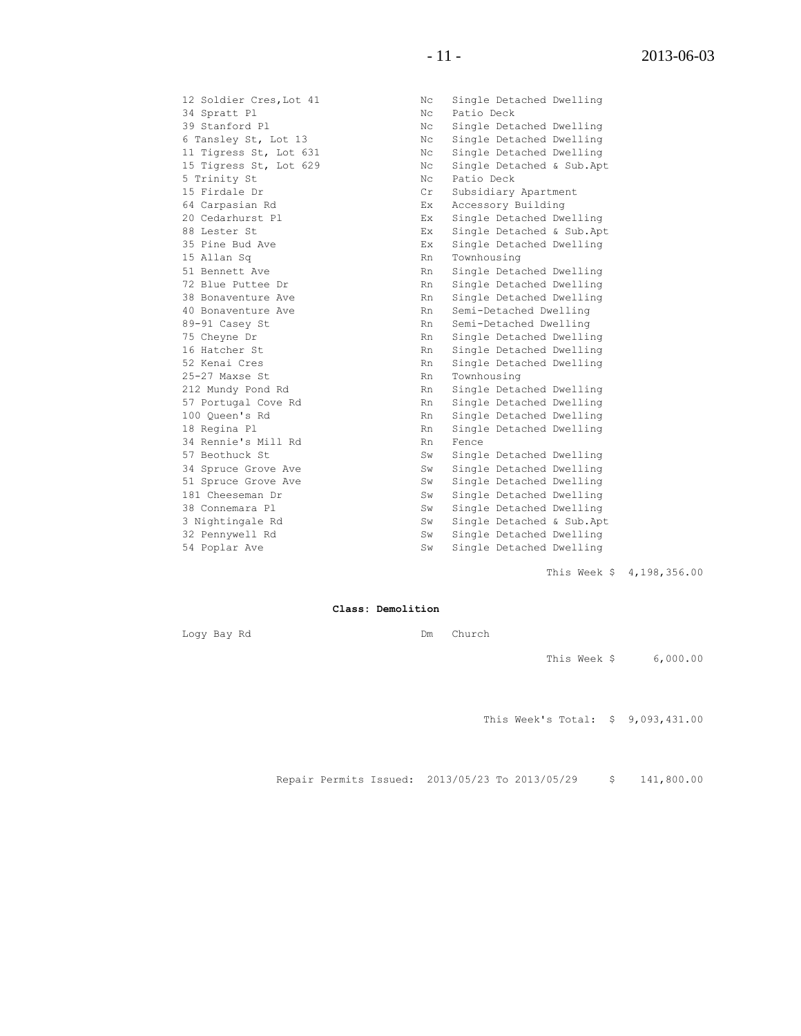| | | |
|---|---|---|
| 12 Soldier Cres,Lot 41 | Nc | Single Detached Dwelling |
| 34 Spratt Pl | Nc | Patio Deck |
| 39 Stanford Pl | Nc | Single Detached Dwelling |
| 6 Tansley St, Lot 13 | Nc | Single Detached Dwelling |
| 11 Tigress St, Lot 631 | Nc | Single Detached Dwelling |
| 15 Tigress St, Lot 629 | Nc | Single Detached & Sub.Apt |
| 5 Trinity St | Nc | Patio Deck |
| 15 Firdale Dr | Cr | Subsidiary Apartment |
| 64 Carpasian Rd | Ex | Accessory Building |
| 20 Cedarhurst Pl | Ex | Single Detached Dwelling |
| 88 Lester St | Ex | Single Detached & Sub.Apt |
| 35 Pine Bud Ave | Ex | Single Detached Dwelling |
| 15 Allan Sq | Rn | Townhousing |
| 51 Bennett Ave | Rn | Single Detached Dwelling |
| 72 Blue Puttee Dr | Rn | Single Detached Dwelling |
| 38 Bonaventure Ave | Rn | Single Detached Dwelling |
| 40 Bonaventure Ave | Rn | Semi-Detached Dwelling |
| 89-91 Casey St | Rn | Semi-Detached Dwelling |
| 75 Cheyne Dr | Rn | Single Detached Dwelling |
| 16 Hatcher St | Rn | Single Detached Dwelling |
| 52 Kenai Cres | Rn | Single Detached Dwelling |
| 25-27 Maxse St | Rn | Townhousing |
| 212 Mundy Pond Rd | Rn | Single Detached Dwelling |
| 57 Portugal Cove Rd | Rn | Single Detached Dwelling |
| 100 Queen's Rd | Rn | Single Detached Dwelling |
| 18 Regina Pl | Rn | Single Detached Dwelling |
| 34 Rennie's Mill Rd | Rn | Fence |
| 57 Beothuck St | Sw | Single Detached Dwelling |
| 34 Spruce Grove Ave | Sw | Single Detached Dwelling |
| 51 Spruce Grove Ave | Sw | Single Detached Dwelling |
| 181 Cheeseman Dr | Sw | Single Detached Dwelling |
| 38 Connemara Pl | Sw | Single Detached Dwelling |
| 3 Nightingale Rd | Sw | Single Detached & Sub.Apt |
| 32 Pennywell Rd | Sw | Single Detached Dwelling |
| 54 Poplar Ave | Sw | Single Detached Dwelling |

This Week $ 4,198,356.00

**Class: Demolition**

| | | |
|---|---|---|
| Logy Bay Rd | Dm | Church |

This Week $ 6,000.00

This Week's Total: $ 9,093,431.00

Repair Permits Issued: 2013/05/23 To 2013/05/29 $ 141,800.00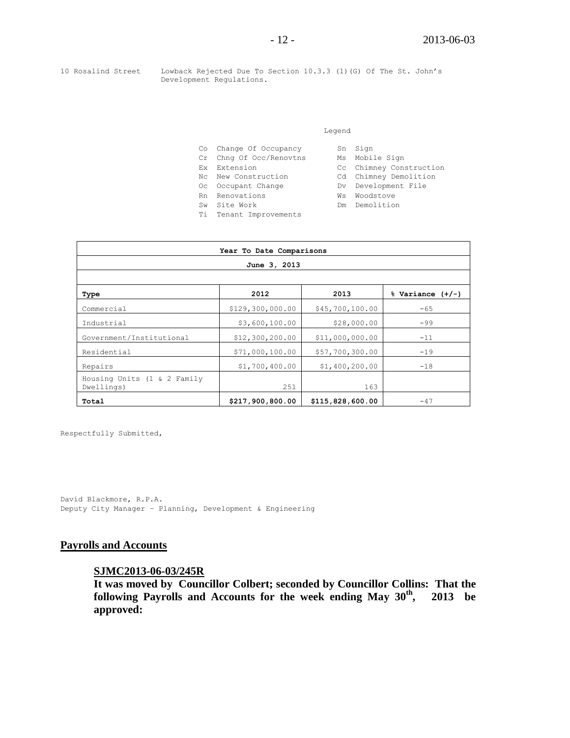10 Rosalind Street    Lowback Rejected Due To Section 10.3.3 (1)(G) Of The St. John's Development Regulations.

Legend

| | | | |
|---|---|---|---|
| Co | Change Of Occupancy | Sn | Sign |
| Cr | Chng Of Occ/Renovtns | Ms | Mobile Sign |
| Ex | Extension | Cc | Chimney Construction |
| Nc | New Construction | Cd | Chimney Demolition |
| Oc | Occupant Change | Dv | Development File |
| Rn | Renovations | Ws | Woodstove |
| Sw | Site Work | Dm | Demolition |
| Ti | Tenant Improvements | | |

| **Year To Date Comparisons** | | | |
|---|---|---|---|
| **June 3, 2013** | | | |
| **Type** | **2012** | **2013** | **% Variance (+/-)** |
| Commercial | $129,300,000.00 | $45,700,100.00 | -65 |
| Industrial | $3,600,100.00 | $28,000.00 | -99 |
| Government/Institutional | $12,300,200.00 | $11,000,000.00 | -11 |
| Residential | $71,000,100.00 | $57,700,300.00 | -19 |
| Repairs | $1,700,400.00 | $1,400,200.00 | -18 |
| Housing Units (1 & 2 Family Dwellings) | 251 | 163 | |
| **Total** | **$217,900,800.00** | **$115,828,600.00** | -47 |

Respectfully Submitted,

David Blackmore, R.P.A.
Deputy City Manager – Planning, Development & Engineering

## Payrolls and Accounts

### SJMC2013-06-03/245R

**It was moved by Councillor Colbert; seconded by Councillor Collins: That the following Payrolls and Accounts for the week ending May 30th, 2013 be approved:**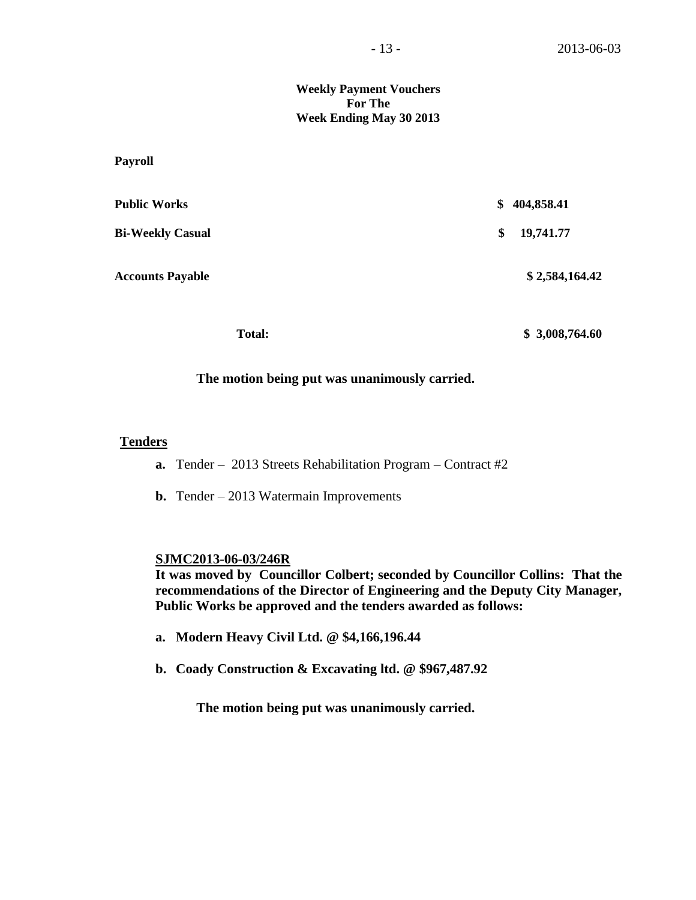**Weekly Payment Vouchers**
**For The**
**Week Ending May 30 2013**

**Payroll**

| | |
|---|---|
| **Public Works** | **$ 404,858.41** |
| **Bi-Weekly Casual** | **$ 19,741.77** |
| **Accounts Payable** | **$ 2,584,164.42** |
| **Total:** | **$ 3,008,764.60** |

**The motion being put was unanimously carried.**

## Tenders

**a.** Tender – 2013 Streets Rehabilitation Program – Contract #2

**b.** Tender – 2013 Watermain Improvements

**SJMC2013-06-03/246R**

**It was moved by Councillor Colbert; seconded by Councillor Collins: That the recommendations of the Director of Engineering and the Deputy City Manager, Public Works be approved and the tenders awarded as follows:**

**a. Modern Heavy Civil Ltd. @ $4,166,196.44**

**b. Coady Construction & Excavating ltd. @ $967,487.92**

**The motion being put was unanimously carried.**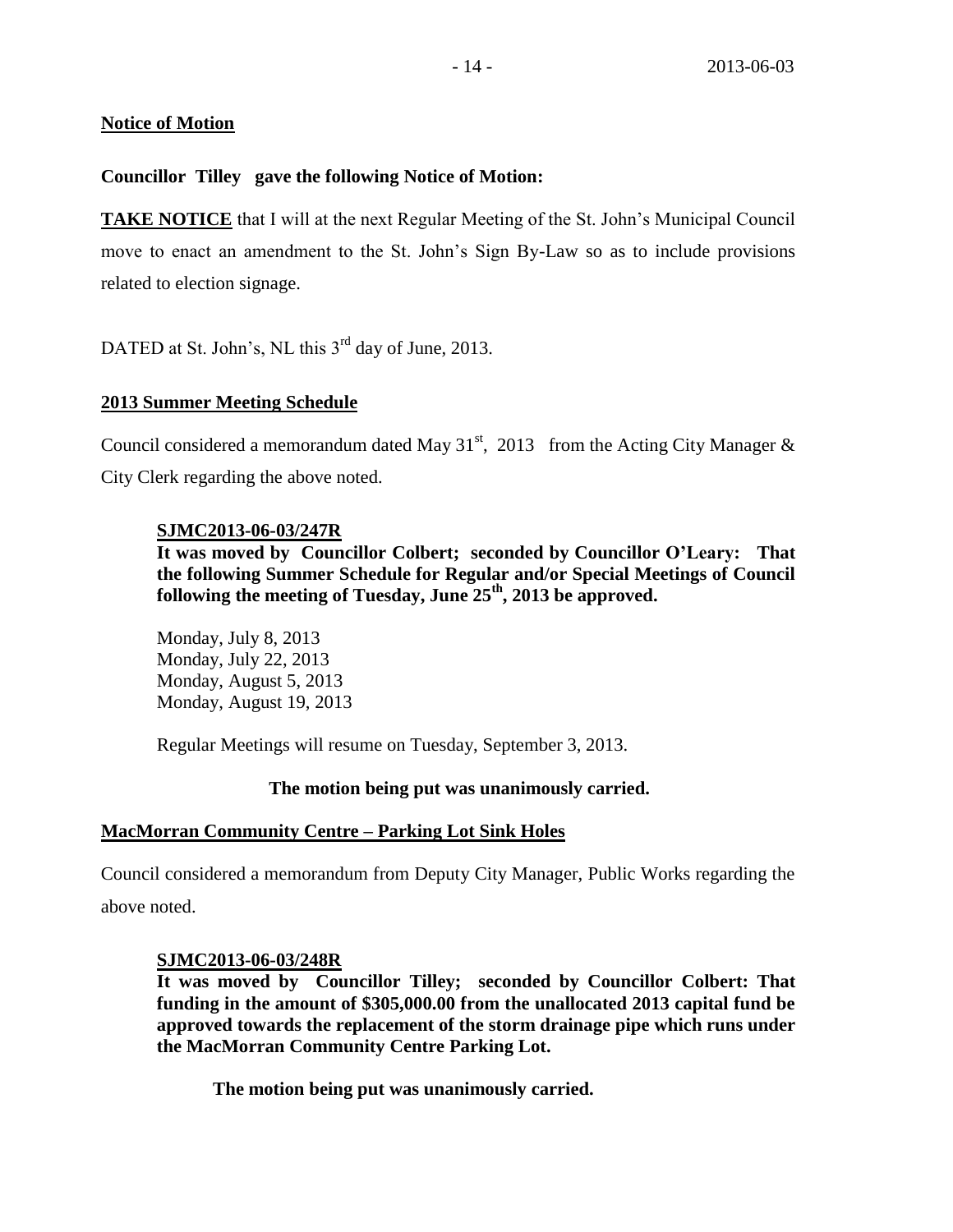**Notice of Motion**

**Councillor Tilley gave the following Notice of Motion:**

**TAKE NOTICE** that I will at the next Regular Meeting of the St. John's Municipal Council move to enact an amendment to the St. John's Sign By-Law so as to include provisions related to election signage.

DATED at St. John's, NL this 3rd day of June, 2013.

**2013 Summer Meeting Schedule**

Council considered a memorandum dated May 31st, 2013 from the Acting City Manager & City Clerk regarding the above noted.

**SJMC2013-06-03/247R**
**It was moved by Councillor Colbert; seconded by Councillor O'Leary: That the following Summer Schedule for Regular and/or Special Meetings of Council following the meeting of Tuesday, June 25th, 2013 be approved.**

Monday, July 8, 2013
Monday, July 22, 2013
Monday, August 5, 2013
Monday, August 19, 2013

Regular Meetings will resume on Tuesday, September 3, 2013.

**The motion being put was unanimously carried.**

**MacMorran Community Centre – Parking Lot Sink Holes**

Council considered a memorandum from Deputy City Manager, Public Works regarding the above noted.

**SJMC2013-06-03/248R**
**It was moved by Councillor Tilley; seconded by Councillor Colbert: That funding in the amount of $305,000.00 from the unallocated 2013 capital fund be approved towards the replacement of the storm drainage pipe which runs under the MacMorran Community Centre Parking Lot.**

**The motion being put was unanimously carried.**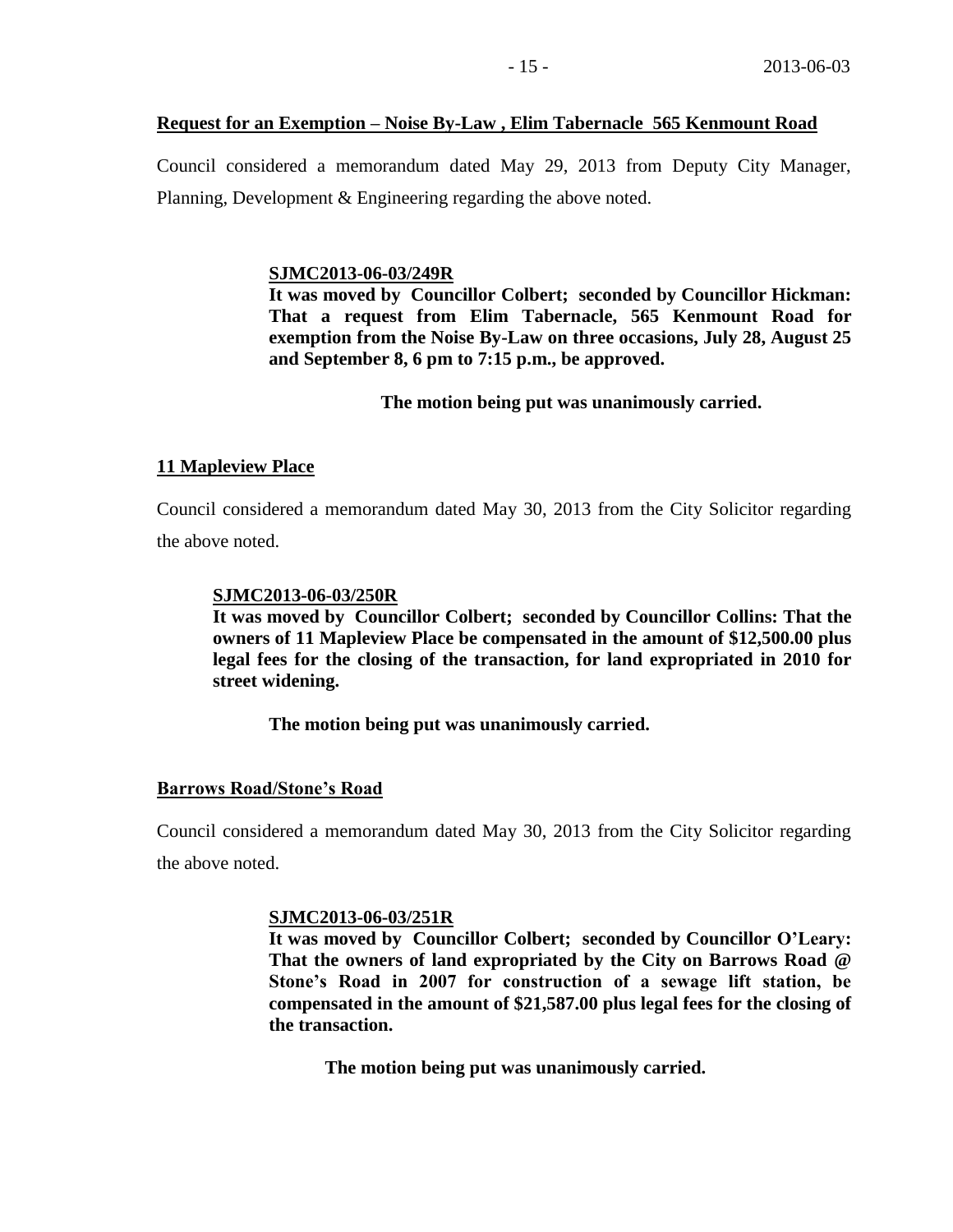**Request for an Exemption – Noise By-Law , Elim Tabernacle 565 Kenmount Road**

Council considered a memorandum dated May 29, 2013 from Deputy City Manager, Planning, Development & Engineering regarding the above noted.

**SJMC2013-06-03/249R**
**It was moved by Councillor Colbert; seconded by Councillor Hickman: That a request from Elim Tabernacle, 565 Kenmount Road for exemption from the Noise By-Law on three occasions, July 28, August 25 and September 8, 6 pm to 7:15 p.m., be approved.**

**The motion being put was unanimously carried.**

**11 Mapleview Place**

Council considered a memorandum dated May 30, 2013 from the City Solicitor regarding the above noted.

**SJMC2013-06-03/250R**
**It was moved by Councillor Colbert; seconded by Councillor Collins: That the owners of 11 Mapleview Place be compensated in the amount of $12,500.00 plus legal fees for the closing of the transaction, for land expropriated in 2010 for street widening.**

**The motion being put was unanimously carried.**

**Barrows Road/Stone's Road**

Council considered a memorandum dated May 30, 2013 from the City Solicitor regarding the above noted.

**SJMC2013-06-03/251R**
**It was moved by Councillor Colbert; seconded by Councillor O'Leary: That the owners of land expropriated by the City on Barrows Road @ Stone's Road in 2007 for construction of a sewage lift station, be compensated in the amount of $21,587.00 plus legal fees for the closing of the transaction.**

**The motion being put was unanimously carried.**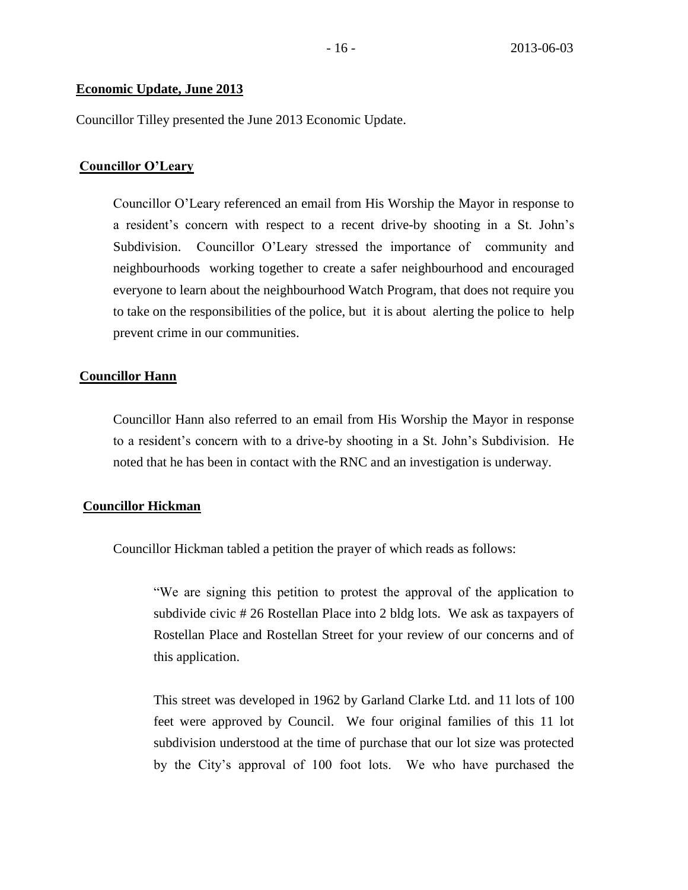**Economic Update, June 2013**

Councillor Tilley presented the June 2013 Economic Update.

**Councillor O'Leary**

Councillor O'Leary referenced an email from His Worship the Mayor in response to a resident's concern with respect to a recent drive-by shooting in a St. John's Subdivision. Councillor O'Leary stressed the importance of community and neighbourhoods working together to create a safer neighbourhood and encouraged everyone to learn about the neighbourhood Watch Program, that does not require you to take on the responsibilities of the police, but it is about alerting the police to help prevent crime in our communities.

**Councillor Hann**

Councillor Hann also referred to an email from His Worship the Mayor in response to a resident's concern with to a drive-by shooting in a St. John's Subdivision. He noted that he has been in contact with the RNC and an investigation is underway.

**Councillor Hickman**

Councillor Hickman tabled a petition the prayer of which reads as follows:

> "We are signing this petition to protest the approval of the application to subdivide civic # 26 Rostellan Place into 2 bldg lots. We ask as taxpayers of Rostellan Place and Rostellan Street for your review of our concerns and of this application.
>
> This street was developed in 1962 by Garland Clarke Ltd. and 11 lots of 100 feet were approved by Council. We four original families of this 11 lot subdivision understood at the time of purchase that our lot size was protected by the City's approval of 100 foot lots. We who have purchased the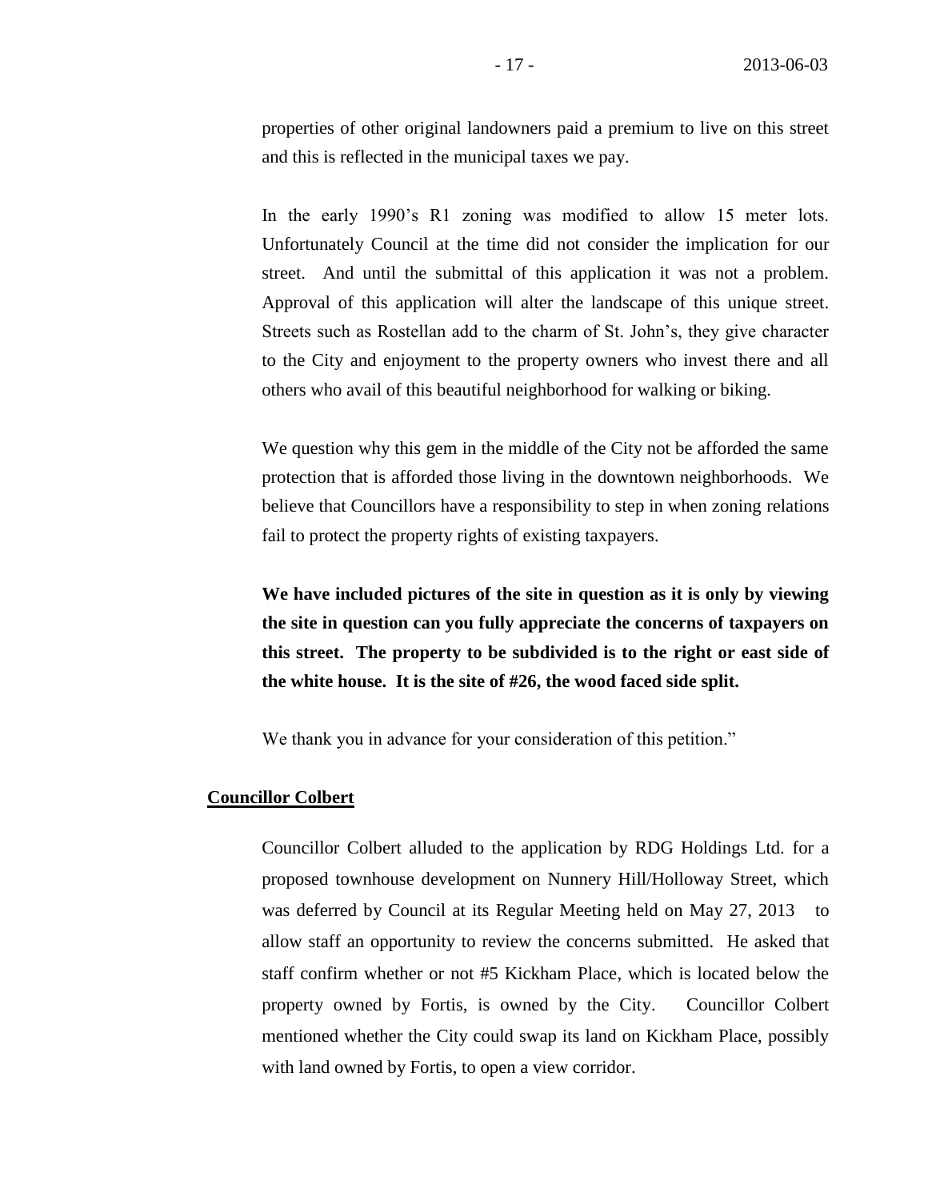properties of other original landowners paid a premium to live on this street and this is reflected in the municipal taxes we pay.

In the early 1990's R1 zoning was modified to allow 15 meter lots. Unfortunately Council at the time did not consider the implication for our street. And until the submittal of this application it was not a problem. Approval of this application will alter the landscape of this unique street. Streets such as Rostellan add to the charm of St. John's, they give character to the City and enjoyment to the property owners who invest there and all others who avail of this beautiful neighborhood for walking or biking.

We question why this gem in the middle of the City not be afforded the same protection that is afforded those living in the downtown neighborhoods. We believe that Councillors have a responsibility to step in when zoning relations fail to protect the property rights of existing taxpayers.

**We have included pictures of the site in question as it is only by viewing the site in question can you fully appreciate the concerns of taxpayers on this street. The property to be subdivided is to the right or east side of the white house. It is the site of #26, the wood faced side split.**

We thank you in advance for your consideration of this petition."

**Councillor Colbert**

Councillor Colbert alluded to the application by RDG Holdings Ltd. for a proposed townhouse development on Nunnery Hill/Holloway Street, which was deferred by Council at its Regular Meeting held on May 27, 2013 to allow staff an opportunity to review the concerns submitted. He asked that staff confirm whether or not #5 Kickham Place, which is located below the property owned by Fortis, is owned by the City. Councillor Colbert mentioned whether the City could swap its land on Kickham Place, possibly with land owned by Fortis, to open a view corridor.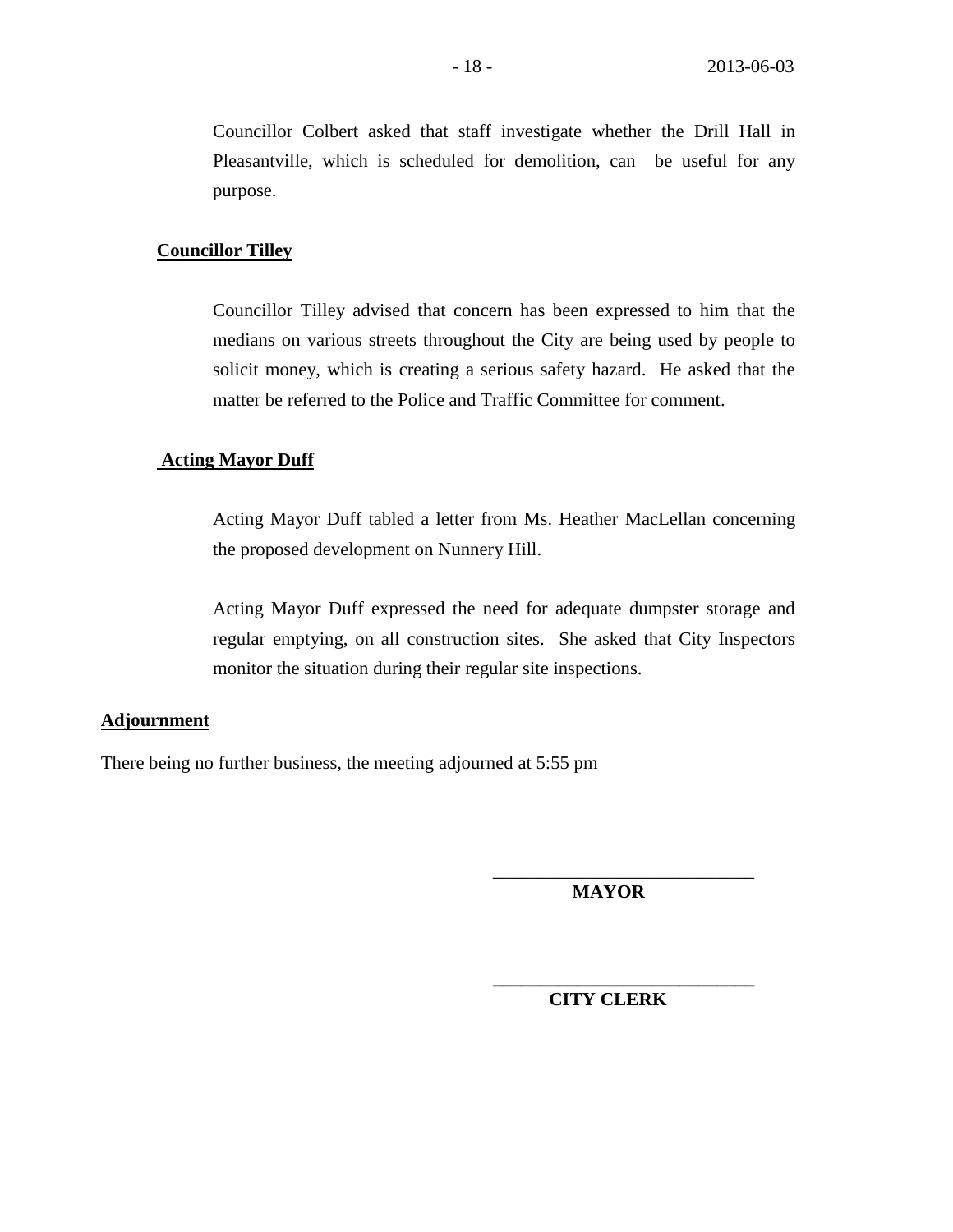Councillor Colbert asked that staff investigate whether the Drill Hall in Pleasantville, which is scheduled for demolition, can be useful for any purpose.

**Councillor Tilley**

Councillor Tilley advised that concern has been expressed to him that the medians on various streets throughout the City are being used by people to solicit money, which is creating a serious safety hazard. He asked that the matter be referred to the Police and Traffic Committee for comment.

**Acting Mayor Duff**

Acting Mayor Duff tabled a letter from Ms. Heather MacLellan concerning the proposed development on Nunnery Hill.

Acting Mayor Duff expressed the need for adequate dumpster storage and regular emptying, on all construction sites. She asked that City Inspectors monitor the situation during their regular site inspections.

**Adjournment**

There being no further business, the meeting adjourned at 5:55 pm

\_\_\_\_\_\_\_\_\_\_\_\_\_\_\_\_\_\_\_\_\_\_\_\_\_\_\_\_
**MAYOR**

\_\_\_\_\_\_\_\_\_\_\_\_\_\_\_\_\_\_\_\_\_\_\_\_\_\_\_\_
**CITY CLERK**